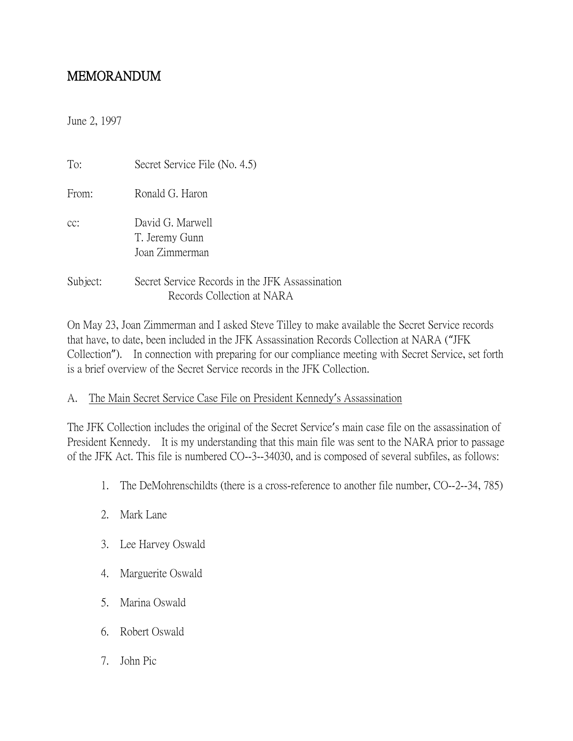# MEMORANDUM

June 2, 1997

To: Secret Service File (No. 4.5)

From: Ronald G. Haron

cc: David G. Marwell
T. Jeremy Gunn
Joan Zimmerman

Subject: Secret Service Records in the JFK Assassination Records Collection at NARA

On May 23, Joan Zimmerman and I asked Steve Tilley to make available the Secret Service records that have, to date, been included in the JFK Assassination Records Collection at NARA ("JFK Collection"). In connection with preparing for our compliance meeting with Secret Service, set forth is a brief overview of the Secret Service records in the JFK Collection.

A. The Main Secret Service Case File on President Kennedy's Assassination

The JFK Collection includes the original of the Secret Service's main case file on the assassination of President Kennedy. It is my understanding that this main file was sent to the NARA prior to passage of the JFK Act. This file is numbered CO--3--34030, and is composed of several subfiles, as follows:

1. The DeMohrenschildts (there is a cross-reference to another file number, CO--2--34, 785)
2. Mark Lane
3. Lee Harvey Oswald
4. Marguerite Oswald
5. Marina Oswald
6. Robert Oswald
7. John Pic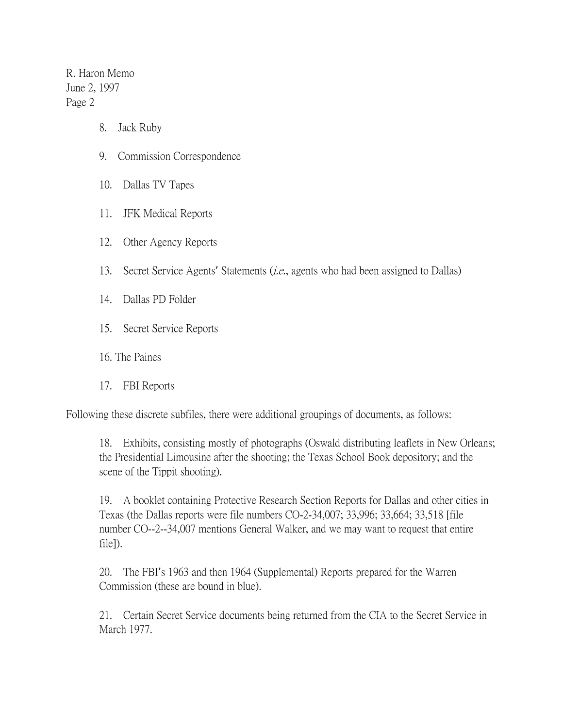8. Jack Ruby

9. Commission Correspondence

10. Dallas TV Tapes

11. JFK Medical Reports

12. Other Agency Reports

13. Secret Service Agents' Statements (*i.e.*, agents who had been assigned to Dallas)

14. Dallas PD Folder

15. Secret Service Reports

16. The Paines

17. FBI Reports

Following these discrete subfiles, there were additional groupings of documents, as follows:

18. Exhibits, consisting mostly of photographs (Oswald distributing leaflets in New Orleans; the Presidential Limousine after the shooting; the Texas School Book depository; and the scene of the Tippit shooting).

19. A booklet containing Protective Research Section Reports for Dallas and other cities in Texas (the Dallas reports were file numbers CO-2-34,007; 33,996; 33,664; 33,518 [file number CO--2--34,007 mentions General Walker, and we may want to request that entire file]).

20. The FBI's 1963 and then 1964 (Supplemental) Reports prepared for the Warren Commission (these are bound in blue).

21. Certain Secret Service documents being returned from the CIA to the Secret Service in March 1977.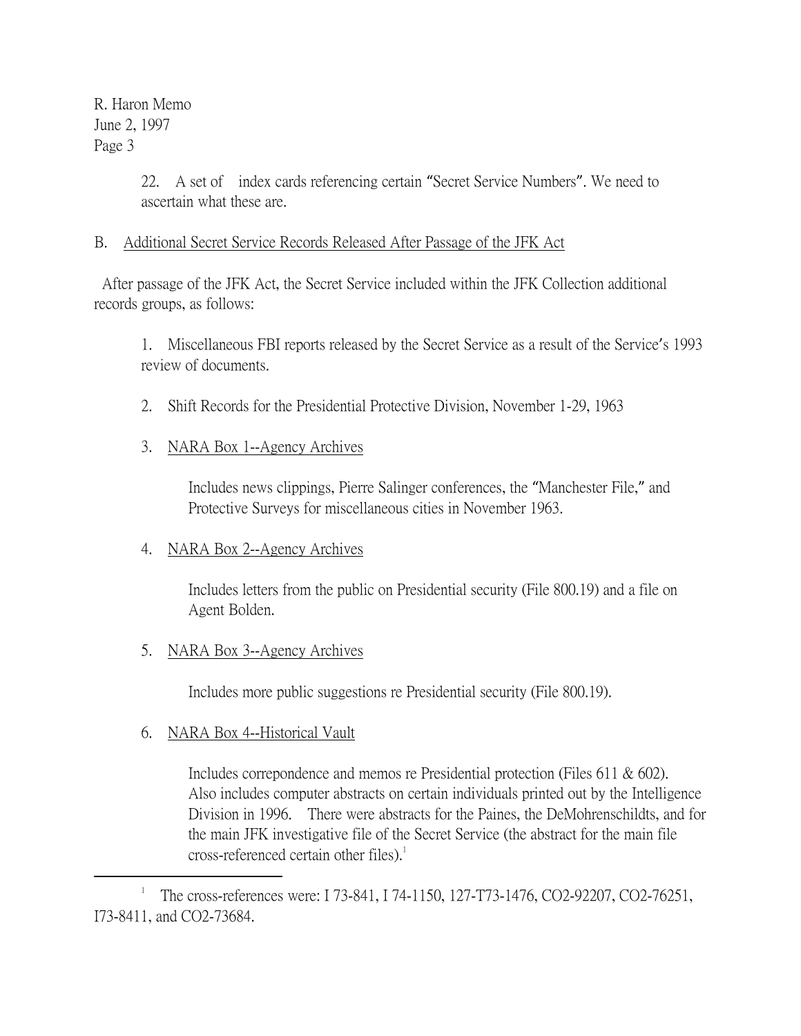22. A set of index cards referencing certain "Secret Service Numbers". We need to ascertain what these are.

B. Additional Secret Service Records Released After Passage of the JFK Act

After passage of the JFK Act, the Secret Service included within the JFK Collection additional records groups, as follows:

1. Miscellaneous FBI reports released by the Secret Service as a result of the Service's 1993 review of documents.

2. Shift Records for the Presidential Protective Division, November 1-29, 1963

3. NARA Box 1--Agency Archives

   Includes news clippings, Pierre Salinger conferences, the "Manchester File," and Protective Surveys for miscellaneous cities in November 1963.

4. NARA Box 2--Agency Archives

   Includes letters from the public on Presidential security (File 800.19) and a file on Agent Bolden.

5. NARA Box 3--Agency Archives

   Includes more public suggestions re Presidential security (File 800.19).

6. NARA Box 4--Historical Vault

   Includes correpondence and memos re Presidential protection (Files 611 & 602). Also includes computer abstracts on certain individuals printed out by the Intelligence Division in 1996. There were abstracts for the Paines, the DeMohrenschildts, and for the main JFK investigative file of the Secret Service (the abstract for the main file cross-referenced certain other files).[1]

---

[1] The cross-references were: I 73-841, I 74-1150, 127-T73-1476, CO2-92207, CO2-76251, I73-8411, and CO2-73684.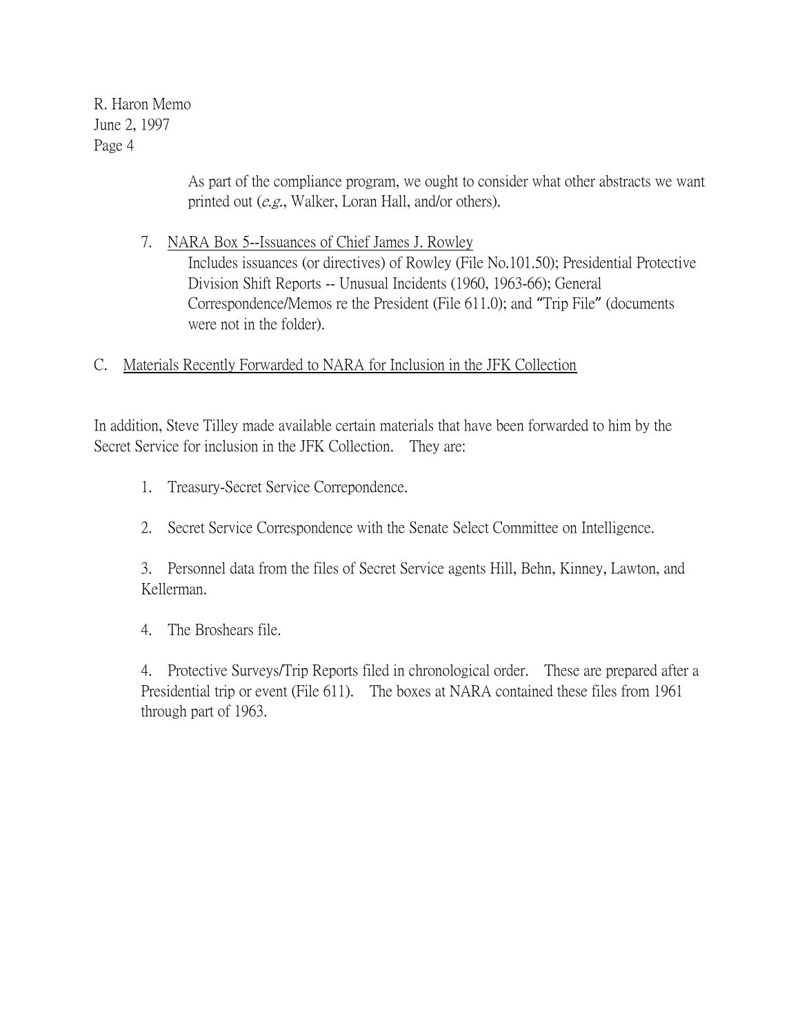As part of the compliance program, we ought to consider what other abstracts we want printed out (*e.g.*, Walker, Loran Hall, and/or others).

7. NARA Box 5--Issuances of Chief James J. Rowley
   Includes issuances (or directives) of Rowley (File No.101.50); Presidential Protective Division Shift Reports -- Unusual Incidents (1960, 1963-66); General Correspondence/Memos re the President (File 611.0); and "Trip File" (documents were not in the folder).

C. Materials Recently Forwarded to NARA for Inclusion in the JFK Collection

In addition, Steve Tilley made available certain materials that have been forwarded to him by the Secret Service for inclusion in the JFK Collection. They are:

1. Treasury-Secret Service Correpondence.

2. Secret Service Correspondence with the Senate Select Committee on Intelligence.

3. Personnel data from the files of Secret Service agents Hill, Behn, Kinney, Lawton, and Kellerman.

4. The Broshears file.

4. Protective Surveys/Trip Reports filed in chronological order. These are prepared after a Presidential trip or event (File 611). The boxes at NARA contained these files from 1961 through part of 1963.